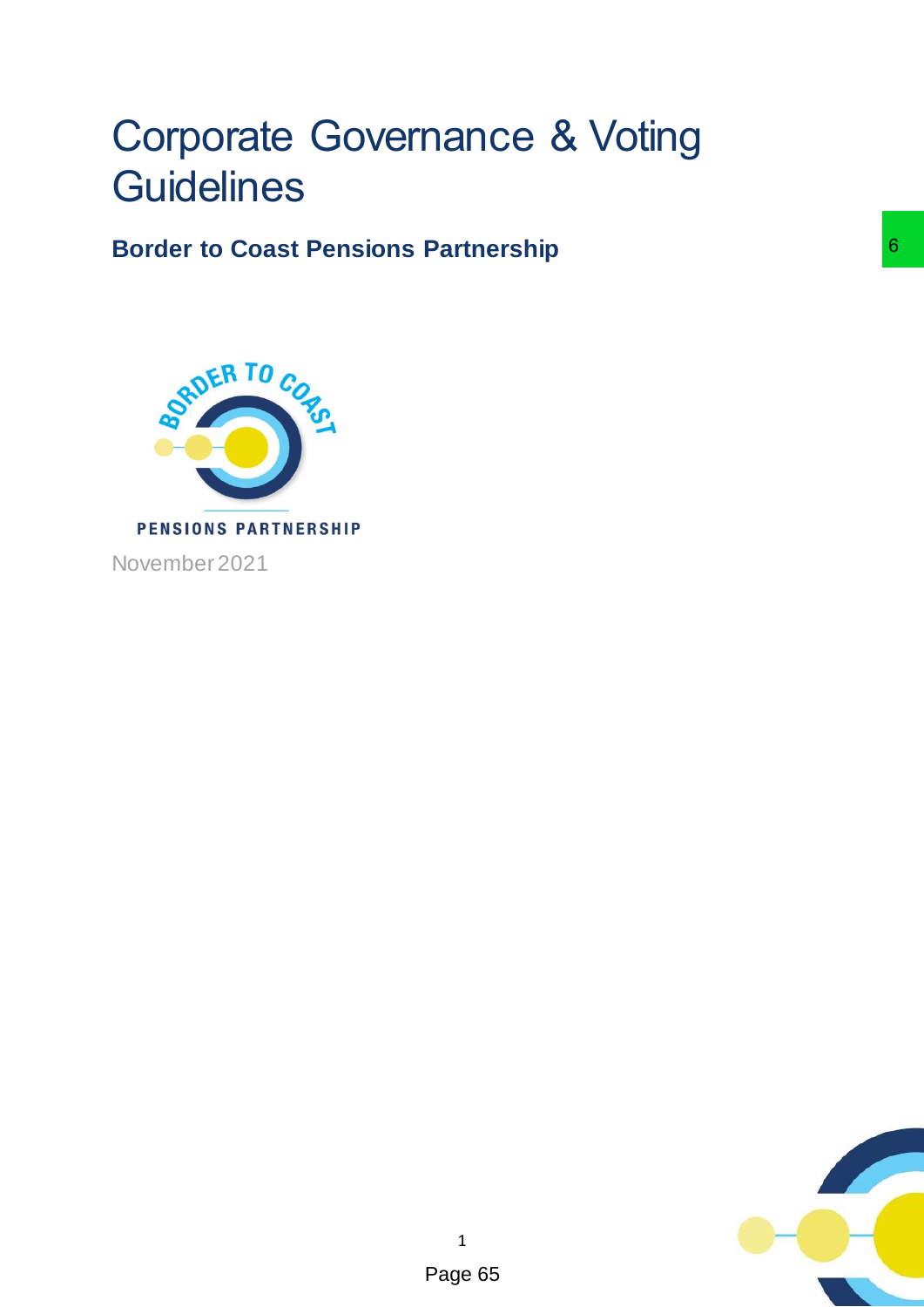# Corporate Governance & Voting Guidelines

**Border to Coast Pensions Partnership**

November 2021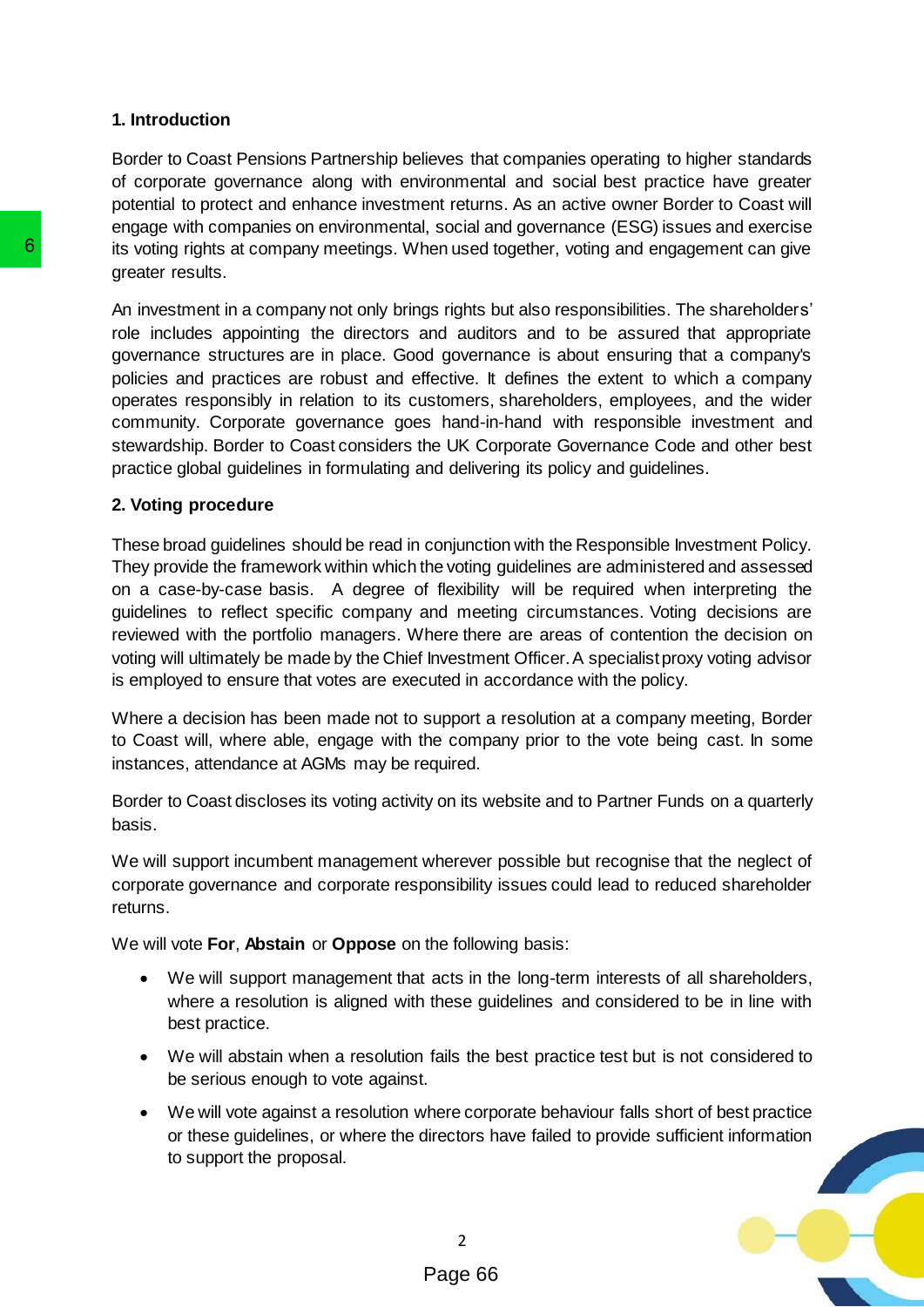## 1. Introduction

Border to Coast Pensions Partnership believes that companies operating to higher standards of corporate governance along with environmental and social best practice have greater potential to protect and enhance investment returns. As an active owner Border to Coast will engage with companies on environmental, social and governance (ESG) issues and exercise its voting rights at company meetings. When used together, voting and engagement can give greater results.

An investment in a company not only brings rights but also responsibilities. The shareholders' role includes appointing the directors and auditors and to be assured that appropriate governance structures are in place. Good governance is about ensuring that a company's policies and practices are robust and effective. It defines the extent to which a company operates responsibly in relation to its customers, shareholders, employees, and the wider community. Corporate governance goes hand-in-hand with responsible investment and stewardship. Border to Coast considers the UK Corporate Governance Code and other best practice global guidelines in formulating and delivering its policy and guidelines.

## 2. Voting procedure

These broad guidelines should be read in conjunction with the Responsible Investment Policy. They provide the framework within which the voting guidelines are administered and assessed on a case-by-case basis. A degree of flexibility will be required when interpreting the guidelines to reflect specific company and meeting circumstances. Voting decisions are reviewed with the portfolio managers. Where there are areas of contention the decision on voting will ultimately be made by the Chief Investment Officer. A specialist proxy voting advisor is employed to ensure that votes are executed in accordance with the policy.

Where a decision has been made not to support a resolution at a company meeting, Border to Coast will, where able, engage with the company prior to the vote being cast. In some instances, attendance at AGMs may be required.

Border to Coast discloses its voting activity on its website and to Partner Funds on a quarterly basis.

We will support incumbent management wherever possible but recognise that the neglect of corporate governance and corporate responsibility issues could lead to reduced shareholder returns.

We will vote **For**, **Abstain** or **Oppose** on the following basis:

- We will support management that acts in the long-term interests of all shareholders, where a resolution is aligned with these guidelines and considered to be in line with best practice.
- We will abstain when a resolution fails the best practice test but is not considered to be serious enough to vote against.
- We will vote against a resolution where corporate behaviour falls short of best practice or these guidelines, or where the directors have failed to provide sufficient information to support the proposal.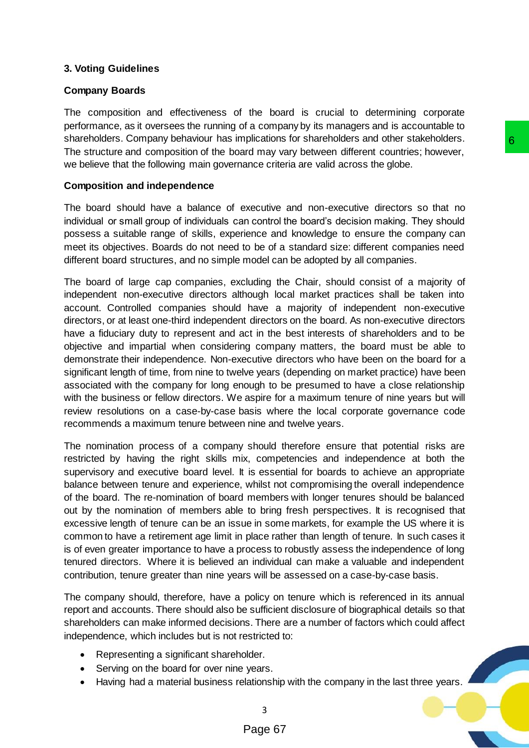### 3. Voting Guidelines

#### Company Boards

The composition and effectiveness of the board is crucial to determining corporate performance, as it oversees the running of a company by its managers and is accountable to shareholders. Company behaviour has implications for shareholders and other stakeholders. The structure and composition of the board may vary between different countries; however, we believe that the following main governance criteria are valid across the globe.

#### Composition and independence

The board should have a balance of executive and non-executive directors so that no individual or small group of individuals can control the board's decision making. They should possess a suitable range of skills, experience and knowledge to ensure the company can meet its objectives. Boards do not need to be of a standard size: different companies need different board structures, and no simple model can be adopted by all companies.

The board of large cap companies, excluding the Chair, should consist of a majority of independent non-executive directors although local market practices shall be taken into account. Controlled companies should have a majority of independent non-executive directors, or at least one-third independent directors on the board. As non-executive directors have a fiduciary duty to represent and act in the best interests of shareholders and to be objective and impartial when considering company matters, the board must be able to demonstrate their independence. Non-executive directors who have been on the board for a significant length of time, from nine to twelve years (depending on market practice) have been associated with the company for long enough to be presumed to have a close relationship with the business or fellow directors. We aspire for a maximum tenure of nine years but will review resolutions on a case-by-case basis where the local corporate governance code recommends a maximum tenure between nine and twelve years.

The nomination process of a company should therefore ensure that potential risks are restricted by having the right skills mix, competencies and independence at both the supervisory and executive board level. It is essential for boards to achieve an appropriate balance between tenure and experience, whilst not compromising the overall independence of the board. The re-nomination of board members with longer tenures should be balanced out by the nomination of members able to bring fresh perspectives. It is recognised that excessive length of tenure can be an issue in some markets, for example the US where it is common to have a retirement age limit in place rather than length of tenure. In such cases it is of even greater importance to have a process to robustly assess the independence of long tenured directors. Where it is believed an individual can make a valuable and independent contribution, tenure greater than nine years will be assessed on a case-by-case basis.

The company should, therefore, have a policy on tenure which is referenced in its annual report and accounts. There should also be sufficient disclosure of biographical details so that shareholders can make informed decisions. There are a number of factors which could affect independence, which includes but is not restricted to:

- Representing a significant shareholder.
- Serving on the board for over nine years.
- Having had a material business relationship with the company in the last three years.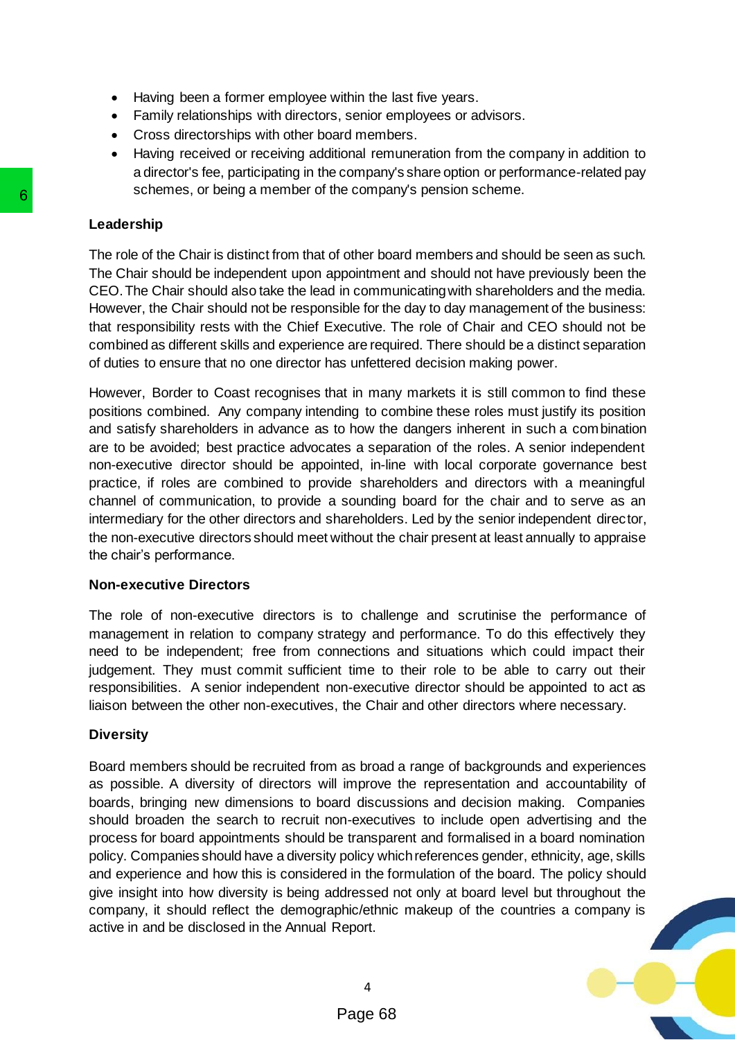- Having been a former employee within the last five years.
- Family relationships with directors, senior employees or advisors.
- Cross directorships with other board members.
- Having received or receiving additional remuneration from the company in addition to a director's fee, participating in the company's share option or performance-related pay schemes, or being a member of the company's pension scheme.

**Leadership**

The role of the Chair is distinct from that of other board members and should be seen as such. The Chair should be independent upon appointment and should not have previously been the CEO. The Chair should also take the lead in communicating with shareholders and the media. However, the Chair should not be responsible for the day to day management of the business: that responsibility rests with the Chief Executive. The role of Chair and CEO should not be combined as different skills and experience are required. There should be a distinct separation of duties to ensure that no one director has unfettered decision making power.

However, Border to Coast recognises that in many markets it is still common to find these positions combined. Any company intending to combine these roles must justify its position and satisfy shareholders in advance as to how the dangers inherent in such a combination are to be avoided; best practice advocates a separation of the roles. A senior independent non-executive director should be appointed, in-line with local corporate governance best practice, if roles are combined to provide shareholders and directors with a meaningful channel of communication, to provide a sounding board for the chair and to serve as an intermediary for the other directors and shareholders. Led by the senior independent director, the non-executive directors should meet without the chair present at least annually to appraise the chair's performance.

**Non-executive Directors**

The role of non-executive directors is to challenge and scrutinise the performance of management in relation to company strategy and performance. To do this effectively they need to be independent; free from connections and situations which could impact their judgement. They must commit sufficient time to their role to be able to carry out their responsibilities. A senior independent non-executive director should be appointed to act as liaison between the other non-executives, the Chair and other directors where necessary.

**Diversity**

Board members should be recruited from as broad a range of backgrounds and experiences as possible. A diversity of directors will improve the representation and accountability of boards, bringing new dimensions to board discussions and decision making. Companies should broaden the search to recruit non-executives to include open advertising and the process for board appointments should be transparent and formalised in a board nomination policy. Companies should have a diversity policy which references gender, ethnicity, age, skills and experience and how this is considered in the formulation of the board. The policy should give insight into how diversity is being addressed not only at board level but throughout the company, it should reflect the demographic/ethnic makeup of the countries a company is active in and be disclosed in the Annual Report.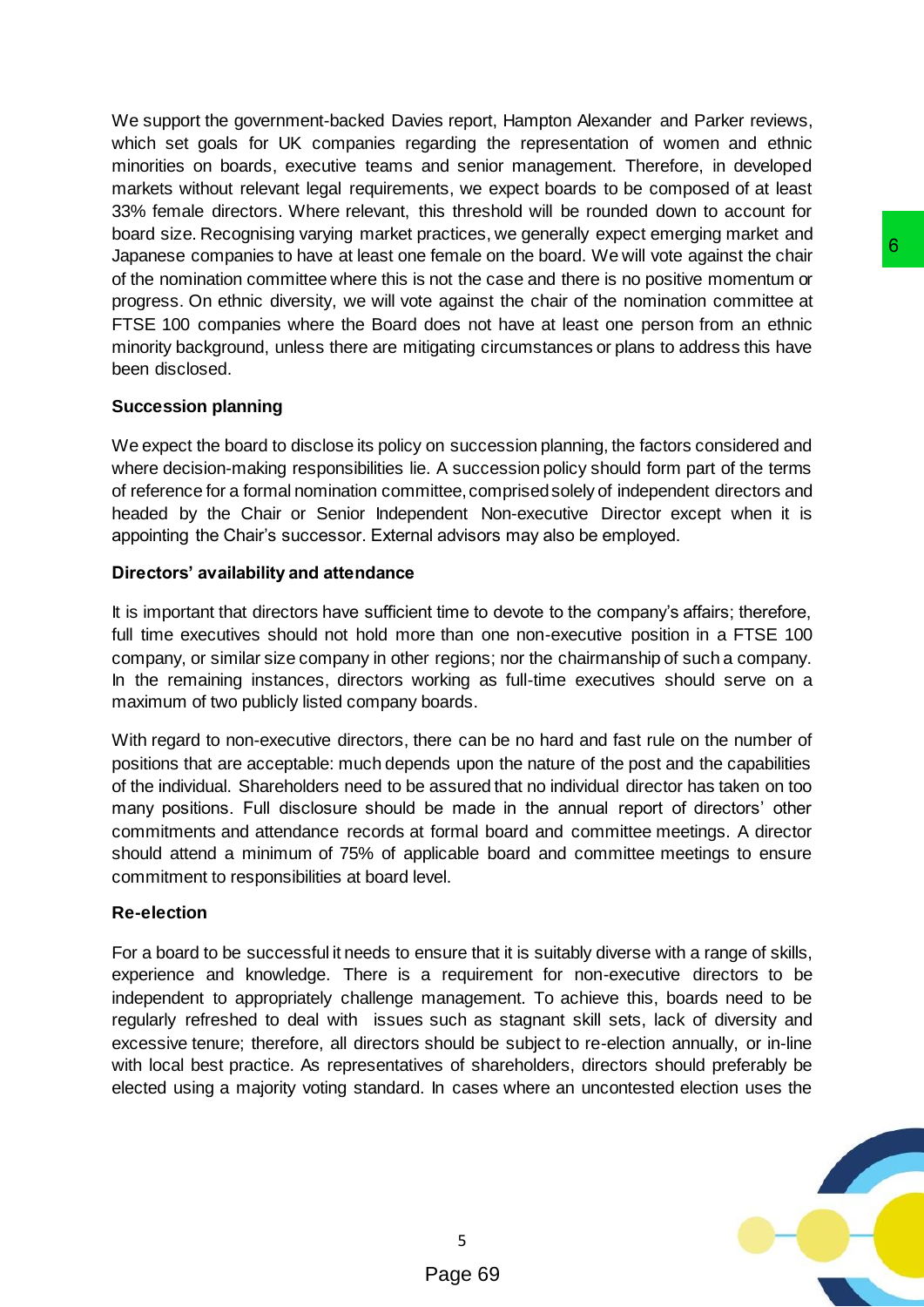We support the government-backed Davies report, Hampton Alexander and Parker reviews, which set goals for UK companies regarding the representation of women and ethnic minorities on boards, executive teams and senior management. Therefore, in developed markets without relevant legal requirements, we expect boards to be composed of at least 33% female directors. Where relevant, this threshold will be rounded down to account for board size. Recognising varying market practices, we generally expect emerging market and Japanese companies to have at least one female on the board. We will vote against the chair of the nomination committee where this is not the case and there is no positive momentum or progress. On ethnic diversity, we will vote against the chair of the nomination committee at FTSE 100 companies where the Board does not have at least one person from an ethnic minority background, unless there are mitigating circumstances or plans to address this have been disclosed.

**Succession planning**

We expect the board to disclose its policy on succession planning, the factors considered and where decision-making responsibilities lie. A succession policy should form part of the terms of reference for a formal nomination committee, comprised solely of independent directors and headed by the Chair or Senior Independent Non-executive Director except when it is appointing the Chair's successor. External advisors may also be employed.

**Directors' availability and attendance**

It is important that directors have sufficient time to devote to the company's affairs; therefore, full time executives should not hold more than one non-executive position in a FTSE 100 company, or similar size company in other regions; nor the chairmanship of such a company. In the remaining instances, directors working as full-time executives should serve on a maximum of two publicly listed company boards.

With regard to non-executive directors, there can be no hard and fast rule on the number of positions that are acceptable: much depends upon the nature of the post and the capabilities of the individual. Shareholders need to be assured that no individual director has taken on too many positions. Full disclosure should be made in the annual report of directors' other commitments and attendance records at formal board and committee meetings. A director should attend a minimum of 75% of applicable board and committee meetings to ensure commitment to responsibilities at board level.

**Re-election**

For a board to be successful it needs to ensure that it is suitably diverse with a range of skills, experience and knowledge. There is a requirement for non-executive directors to be independent to appropriately challenge management. To achieve this, boards need to be regularly refreshed to deal with issues such as stagnant skill sets, lack of diversity and excessive tenure; therefore, all directors should be subject to re-election annually, or in-line with local best practice. As representatives of shareholders, directors should preferably be elected using a majority voting standard. In cases where an uncontested election uses the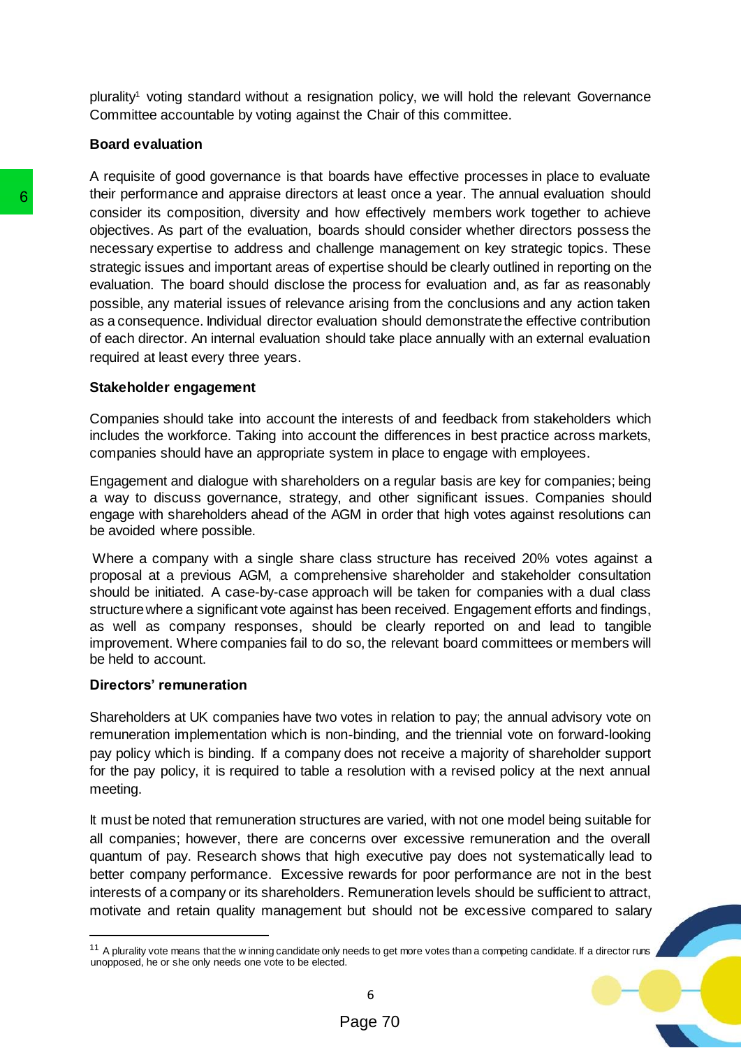plurality[1] voting standard without a resignation policy, we will hold the relevant Governance Committee accountable by voting against the Chair of this committee.

**Board evaluation**

A requisite of good governance is that boards have effective processes in place to evaluate their performance and appraise directors at least once a year. The annual evaluation should consider its composition, diversity and how effectively members work together to achieve objectives. As part of the evaluation, boards should consider whether directors possess the necessary expertise to address and challenge management on key strategic topics. These strategic issues and important areas of expertise should be clearly outlined in reporting on the evaluation. The board should disclose the process for evaluation and, as far as reasonably possible, any material issues of relevance arising from the conclusions and any action taken as a consequence. Individual director evaluation should demonstrate the effective contribution of each director. An internal evaluation should take place annually with an external evaluation required at least every three years.

**Stakeholder engagement**

Companies should take into account the interests of and feedback from stakeholders which includes the workforce. Taking into account the differences in best practice across markets, companies should have an appropriate system in place to engage with employees.

Engagement and dialogue with shareholders on a regular basis are key for companies; being a way to discuss governance, strategy, and other significant issues. Companies should engage with shareholders ahead of the AGM in order that high votes against resolutions can be avoided where possible.

Where a company with a single share class structure has received 20% votes against a proposal at a previous AGM, a comprehensive shareholder and stakeholder consultation should be initiated. A case-by-case approach will be taken for companies with a dual class structure where a significant vote against has been received. Engagement efforts and findings, as well as company responses, should be clearly reported on and lead to tangible improvement. Where companies fail to do so, the relevant board committees or members will be held to account.

**Directors' remuneration**

Shareholders at UK companies have two votes in relation to pay; the annual advisory vote on remuneration implementation which is non-binding, and the triennial vote on forward-looking pay policy which is binding. If a company does not receive a majority of shareholder support for the pay policy, it is required to table a resolution with a revised policy at the next annual meeting.

It must be noted that remuneration structures are varied, with not one model being suitable for all companies; however, there are concerns over excessive remuneration and the overall quantum of pay. Research shows that high executive pay does not systematically lead to better company performance. Excessive rewards for poor performance are not in the best interests of a company or its shareholders. Remuneration levels should be sufficient to attract, motivate and retain quality management but should not be excessive compared to salary

---

[11] A plurality vote means that the winning candidate only needs to get more votes than a competing candidate. If a director runs unopposed, he or she only needs one vote to be elected.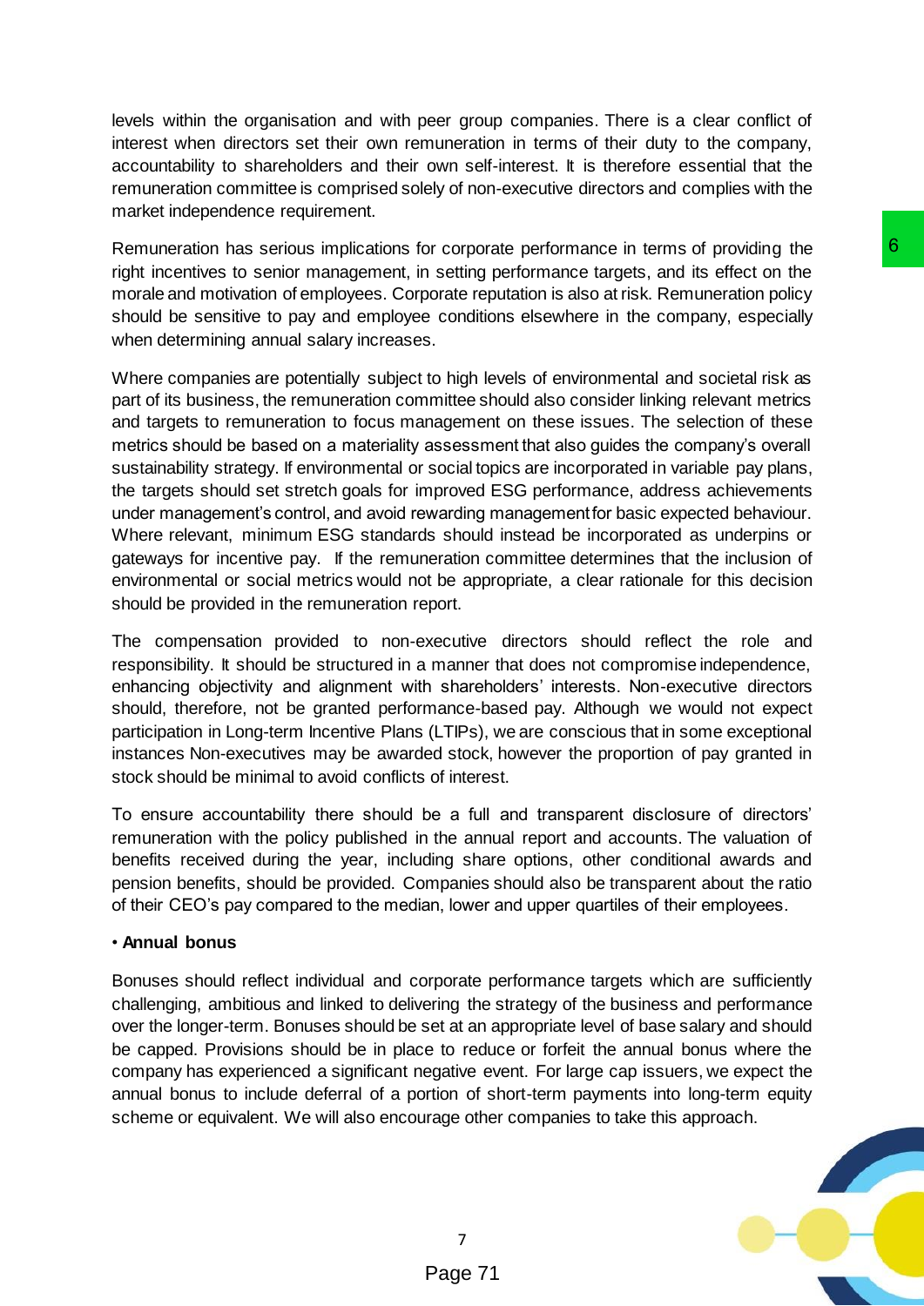levels within the organisation and with peer group companies. There is a clear conflict of interest when directors set their own remuneration in terms of their duty to the company, accountability to shareholders and their own self-interest. It is therefore essential that the remuneration committee is comprised solely of non-executive directors and complies with the market independence requirement.

Remuneration has serious implications for corporate performance in terms of providing the right incentives to senior management, in setting performance targets, and its effect on the morale and motivation of employees. Corporate reputation is also at risk. Remuneration policy should be sensitive to pay and employee conditions elsewhere in the company, especially when determining annual salary increases.

Where companies are potentially subject to high levels of environmental and societal risk as part of its business, the remuneration committee should also consider linking relevant metrics and targets to remuneration to focus management on these issues. The selection of these metrics should be based on a materiality assessment that also guides the company's overall sustainability strategy. If environmental or social topics are incorporated in variable pay plans, the targets should set stretch goals for improved ESG performance, address achievements under management's control, and avoid rewarding management for basic expected behaviour. Where relevant, minimum ESG standards should instead be incorporated as underpins or gateways for incentive pay. If the remuneration committee determines that the inclusion of environmental or social metrics would not be appropriate, a clear rationale for this decision should be provided in the remuneration report.

The compensation provided to non-executive directors should reflect the role and responsibility. It should be structured in a manner that does not compromise independence, enhancing objectivity and alignment with shareholders' interests. Non-executive directors should, therefore, not be granted performance-based pay. Although we would not expect participation in Long-term Incentive Plans (LTIPs), we are conscious that in some exceptional instances Non-executives may be awarded stock, however the proportion of pay granted in stock should be minimal to avoid conflicts of interest.

To ensure accountability there should be a full and transparent disclosure of directors' remuneration with the policy published in the annual report and accounts. The valuation of benefits received during the year, including share options, other conditional awards and pension benefits, should be provided. Companies should also be transparent about the ratio of their CEO's pay compared to the median, lower and upper quartiles of their employees.

• **Annual bonus**

Bonuses should reflect individual and corporate performance targets which are sufficiently challenging, ambitious and linked to delivering the strategy of the business and performance over the longer-term. Bonuses should be set at an appropriate level of base salary and should be capped. Provisions should be in place to reduce or forfeit the annual bonus where the company has experienced a significant negative event. For large cap issuers, we expect the annual bonus to include deferral of a portion of short-term payments into long-term equity scheme or equivalent. We will also encourage other companies to take this approach.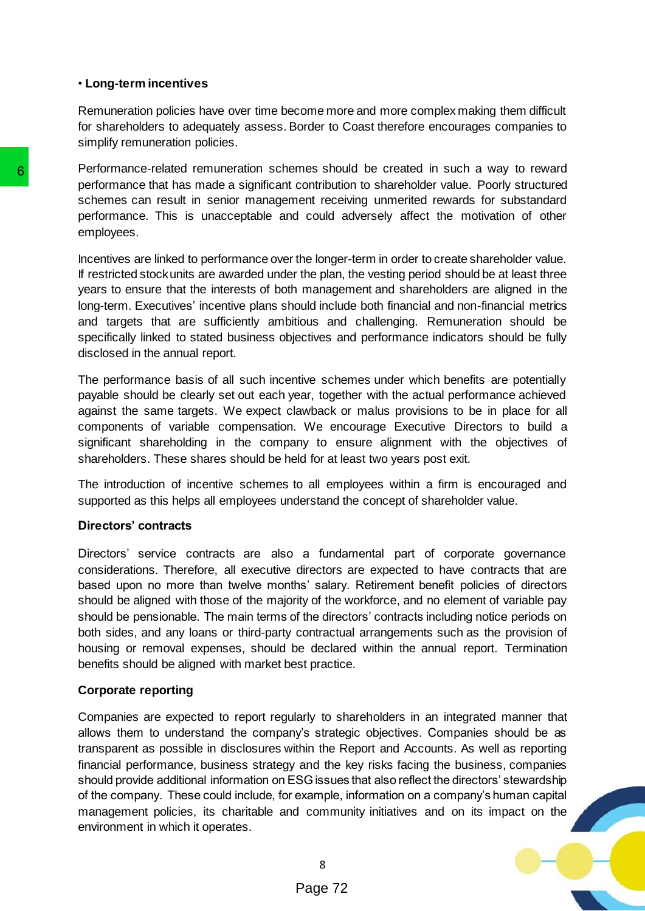• **Long-term incentives**

Remuneration policies have over time become more and more complex making them difficult for shareholders to adequately assess. Border to Coast therefore encourages companies to simplify remuneration policies.

Performance-related remuneration schemes should be created in such a way to reward performance that has made a significant contribution to shareholder value. Poorly structured schemes can result in senior management receiving unmerited rewards for substandard performance. This is unacceptable and could adversely affect the motivation of other employees.

Incentives are linked to performance over the longer-term in order to create shareholder value. If restricted stock units are awarded under the plan, the vesting period should be at least three years to ensure that the interests of both management and shareholders are aligned in the long-term. Executives' incentive plans should include both financial and non-financial metrics and targets that are sufficiently ambitious and challenging. Remuneration should be specifically linked to stated business objectives and performance indicators should be fully disclosed in the annual report.

The performance basis of all such incentive schemes under which benefits are potentially payable should be clearly set out each year, together with the actual performance achieved against the same targets. We expect clawback or malus provisions to be in place for all components of variable compensation. We encourage Executive Directors to build a significant shareholding in the company to ensure alignment with the objectives of shareholders. These shares should be held for at least two years post exit.

The introduction of incentive schemes to all employees within a firm is encouraged and supported as this helps all employees understand the concept of shareholder value.

**Directors' contracts**

Directors' service contracts are also a fundamental part of corporate governance considerations. Therefore, all executive directors are expected to have contracts that are based upon no more than twelve months' salary. Retirement benefit policies of directors should be aligned with those of the majority of the workforce, and no element of variable pay should be pensionable. The main terms of the directors' contracts including notice periods on both sides, and any loans or third-party contractual arrangements such as the provision of housing or removal expenses, should be declared within the annual report. Termination benefits should be aligned with market best practice.

**Corporate reporting**

Companies are expected to report regularly to shareholders in an integrated manner that allows them to understand the company's strategic objectives. Companies should be as transparent as possible in disclosures within the Report and Accounts. As well as reporting financial performance, business strategy and the key risks facing the business, companies should provide additional information on ESG issues that also reflect the directors' stewardship of the company. These could include, for example, information on a company's human capital management policies, its charitable and community initiatives and on its impact on the environment in which it operates.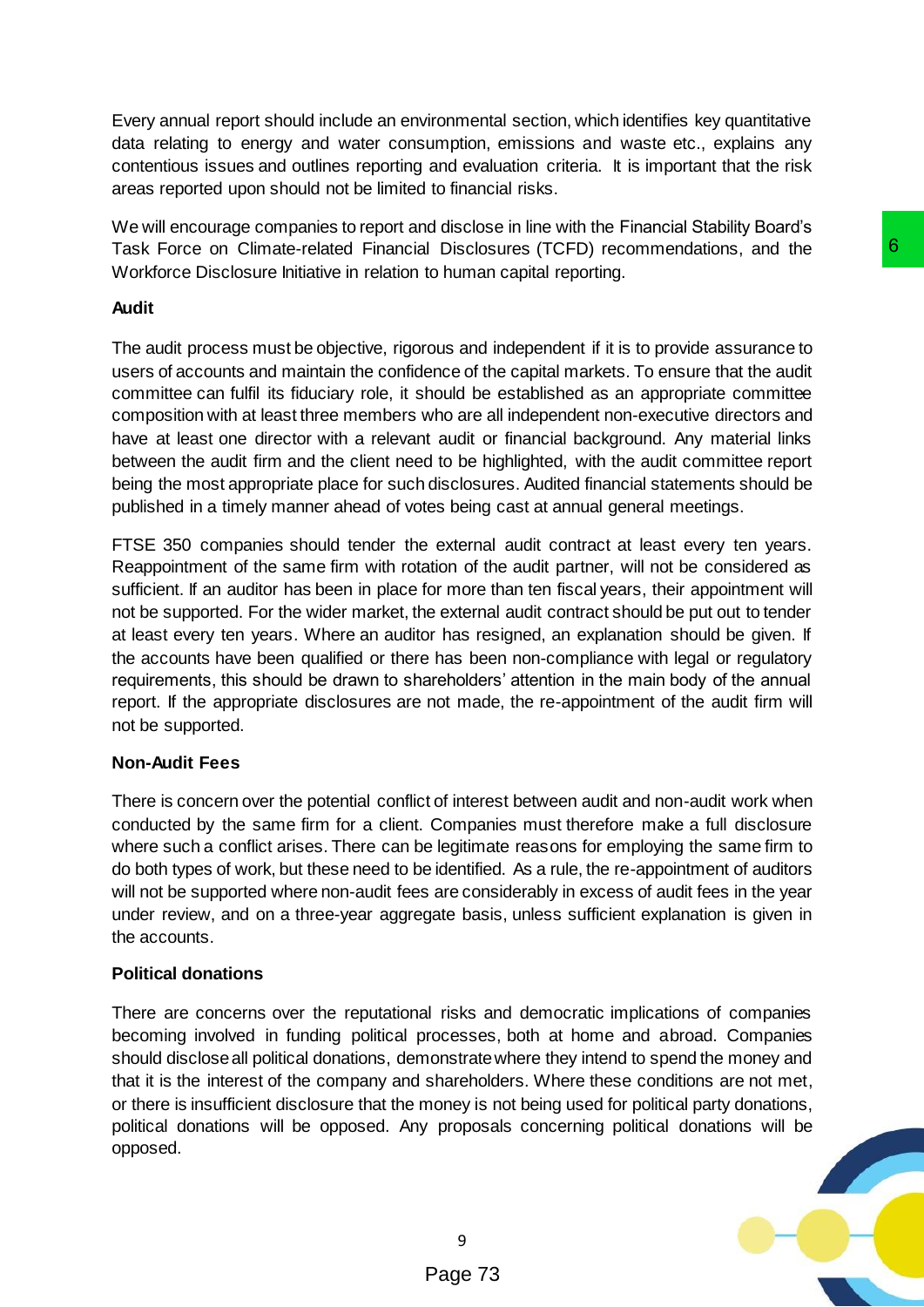Every annual report should include an environmental section, which identifies key quantitative data relating to energy and water consumption, emissions and waste etc., explains any contentious issues and outlines reporting and evaluation criteria. It is important that the risk areas reported upon should not be limited to financial risks.

We will encourage companies to report and disclose in line with the Financial Stability Board's Task Force on Climate-related Financial Disclosures (TCFD) recommendations, and the Workforce Disclosure Initiative in relation to human capital reporting.

**Audit**

The audit process must be objective, rigorous and independent if it is to provide assurance to users of accounts and maintain the confidence of the capital markets. To ensure that the audit committee can fulfil its fiduciary role, it should be established as an appropriate committee composition with at least three members who are all independent non-executive directors and have at least one director with a relevant audit or financial background. Any material links between the audit firm and the client need to be highlighted, with the audit committee report being the most appropriate place for such disclosures. Audited financial statements should be published in a timely manner ahead of votes being cast at annual general meetings.

FTSE 350 companies should tender the external audit contract at least every ten years. Reappointment of the same firm with rotation of the audit partner, will not be considered as sufficient. If an auditor has been in place for more than ten fiscal years, their appointment will not be supported. For the wider market, the external audit contract should be put out to tender at least every ten years. Where an auditor has resigned, an explanation should be given. If the accounts have been qualified or there has been non-compliance with legal or regulatory requirements, this should be drawn to shareholders' attention in the main body of the annual report. If the appropriate disclosures are not made, the re-appointment of the audit firm will not be supported.

**Non-Audit Fees**

There is concern over the potential conflict of interest between audit and non-audit work when conducted by the same firm for a client. Companies must therefore make a full disclosure where such a conflict arises. There can be legitimate reasons for employing the same firm to do both types of work, but these need to be identified. As a rule, the re-appointment of auditors will not be supported where non-audit fees are considerably in excess of audit fees in the year under review, and on a three-year aggregate basis, unless sufficient explanation is given in the accounts.

**Political donations**

There are concerns over the reputational risks and democratic implications of companies becoming involved in funding political processes, both at home and abroad. Companies should disclose all political donations, demonstrate where they intend to spend the money and that it is the interest of the company and shareholders. Where these conditions are not met, or there is insufficient disclosure that the money is not being used for political party donations, political donations will be opposed. Any proposals concerning political donations will be opposed.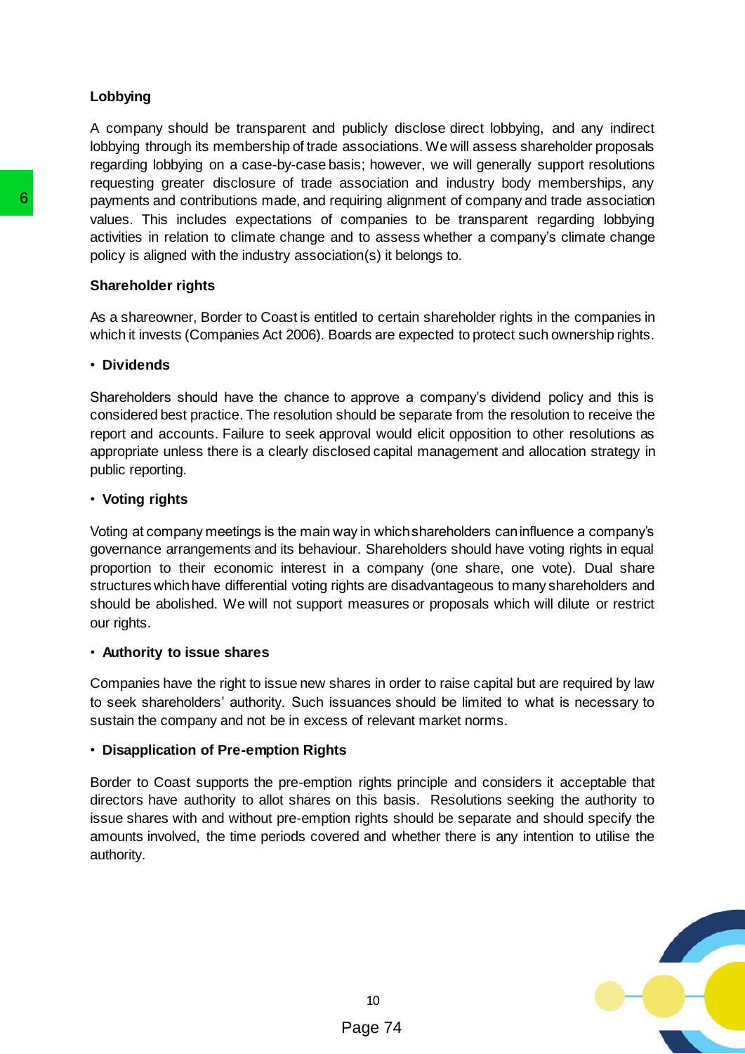**Lobbying**

A company should be transparent and publicly disclose direct lobbying, and any indirect lobbying through its membership of trade associations. We will assess shareholder proposals regarding lobbying on a case-by-case basis; however, we will generally support resolutions requesting greater disclosure of trade association and industry body memberships, any payments and contributions made, and requiring alignment of company and trade association values. This includes expectations of companies to be transparent regarding lobbying activities in relation to climate change and to assess whether a company's climate change policy is aligned with the industry association(s) it belongs to.

**Shareholder rights**

As a shareowner, Border to Coast is entitled to certain shareholder rights in the companies in which it invests (Companies Act 2006). Boards are expected to protect such ownership rights.

• **Dividends**

Shareholders should have the chance to approve a company's dividend policy and this is considered best practice. The resolution should be separate from the resolution to receive the report and accounts. Failure to seek approval would elicit opposition to other resolutions as appropriate unless there is a clearly disclosed capital management and allocation strategy in public reporting.

• **Voting rights**

Voting at company meetings is the main way in which shareholders can influence a company's governance arrangements and its behaviour. Shareholders should have voting rights in equal proportion to their economic interest in a company (one share, one vote). Dual share structures which have differential voting rights are disadvantageous to many shareholders and should be abolished. We will not support measures or proposals which will dilute or restrict our rights.

• **Authority to issue shares**

Companies have the right to issue new shares in order to raise capital but are required by law to seek shareholders' authority. Such issuances should be limited to what is necessary to sustain the company and not be in excess of relevant market norms.

• **Disapplication of Pre-emption Rights**

Border to Coast supports the pre-emption rights principle and considers it acceptable that directors have authority to allot shares on this basis. Resolutions seeking the authority to issue shares with and without pre-emption rights should be separate and should specify the amounts involved, the time periods covered and whether there is any intention to utilise the authority.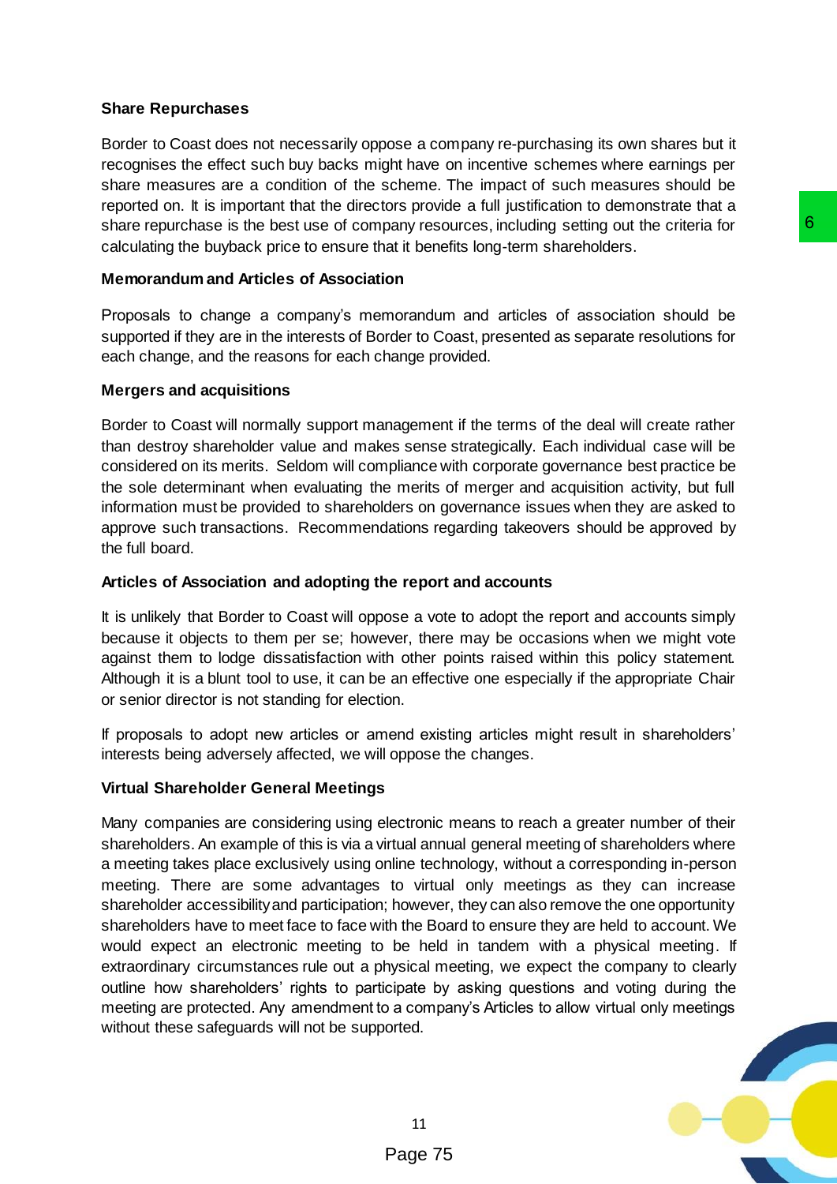**Share Repurchases**

Border to Coast does not necessarily oppose a company re-purchasing its own shares but it recognises the effect such buy backs might have on incentive schemes where earnings per share measures are a condition of the scheme. The impact of such measures should be reported on. It is important that the directors provide a full justification to demonstrate that a share repurchase is the best use of company resources, including setting out the criteria for calculating the buyback price to ensure that it benefits long-term shareholders.

**Memorandum and Articles of Association**

Proposals to change a company's memorandum and articles of association should be supported if they are in the interests of Border to Coast, presented as separate resolutions for each change, and the reasons for each change provided.

**Mergers and acquisitions**

Border to Coast will normally support management if the terms of the deal will create rather than destroy shareholder value and makes sense strategically. Each individual case will be considered on its merits. Seldom will compliance with corporate governance best practice be the sole determinant when evaluating the merits of merger and acquisition activity, but full information must be provided to shareholders on governance issues when they are asked to approve such transactions. Recommendations regarding takeovers should be approved by the full board.

**Articles of Association and adopting the report and accounts**

It is unlikely that Border to Coast will oppose a vote to adopt the report and accounts simply because it objects to them per se; however, there may be occasions when we might vote against them to lodge dissatisfaction with other points raised within this policy statement. Although it is a blunt tool to use, it can be an effective one especially if the appropriate Chair or senior director is not standing for election.

If proposals to adopt new articles or amend existing articles might result in shareholders' interests being adversely affected, we will oppose the changes.

**Virtual Shareholder General Meetings**

Many companies are considering using electronic means to reach a greater number of their shareholders. An example of this is via a virtual annual general meeting of shareholders where a meeting takes place exclusively using online technology, without a corresponding in-person meeting. There are some advantages to virtual only meetings as they can increase shareholder accessibility and participation; however, they can also remove the one opportunity shareholders have to meet face to face with the Board to ensure they are held to account. We would expect an electronic meeting to be held in tandem with a physical meeting. If extraordinary circumstances rule out a physical meeting, we expect the company to clearly outline how shareholders' rights to participate by asking questions and voting during the meeting are protected. Any amendment to a company's Articles to allow virtual only meetings without these safeguards will not be supported.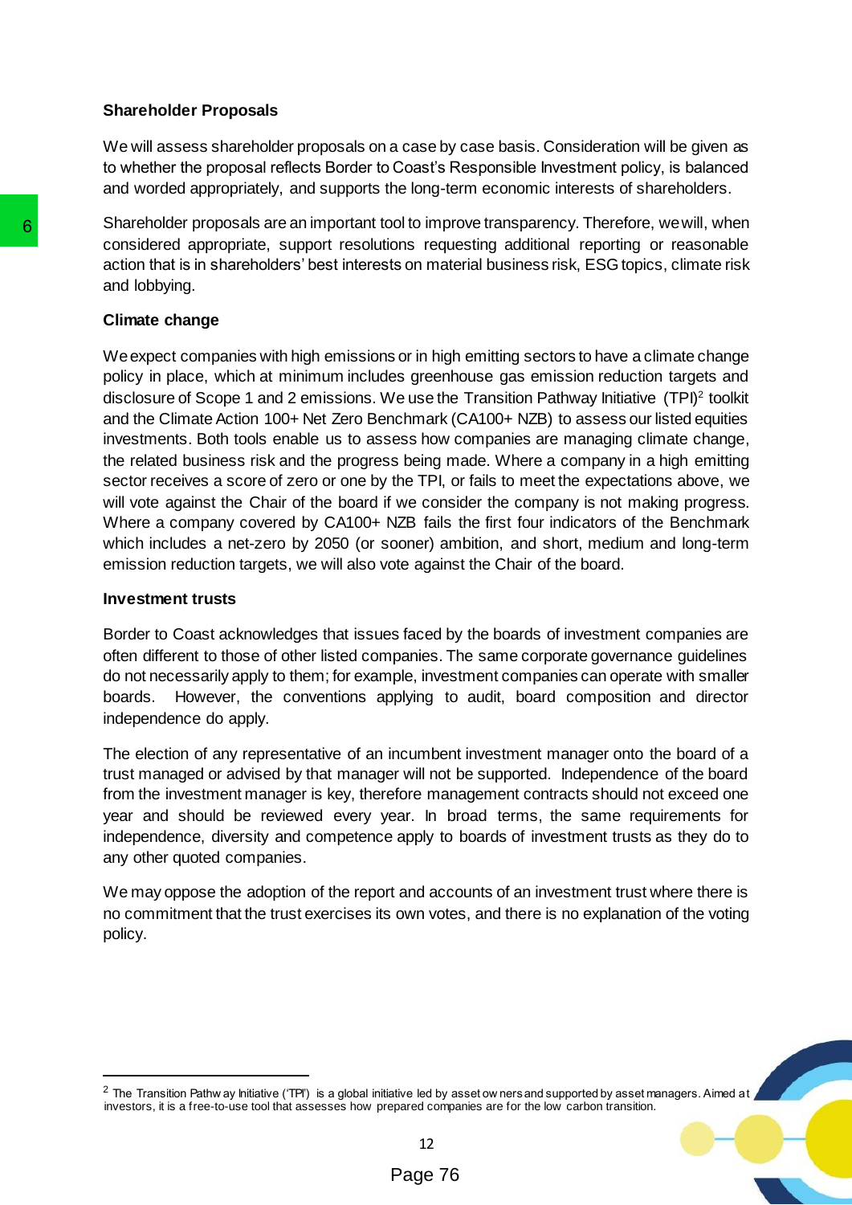**Shareholder Proposals**

We will assess shareholder proposals on a case by case basis. Consideration will be given as to whether the proposal reflects Border to Coast's Responsible Investment policy, is balanced and worded appropriately, and supports the long-term economic interests of shareholders.

Shareholder proposals are an important tool to improve transparency. Therefore, we will, when considered appropriate, support resolutions requesting additional reporting or reasonable action that is in shareholders' best interests on material business risk, ESG topics, climate risk and lobbying.

**Climate change**

We expect companies with high emissions or in high emitting sectors to have a climate change policy in place, which at minimum includes greenhouse gas emission reduction targets and disclosure of Scope 1 and 2 emissions. We use the Transition Pathway Initiative (TPI)[2] toolkit and the Climate Action 100+ Net Zero Benchmark (CA100+ NZB) to assess our listed equities investments. Both tools enable us to assess how companies are managing climate change, the related business risk and the progress being made. Where a company in a high emitting sector receives a score of zero or one by the TPI, or fails to meet the expectations above, we will vote against the Chair of the board if we consider the company is not making progress. Where a company covered by CA100+ NZB fails the first four indicators of the Benchmark which includes a net-zero by 2050 (or sooner) ambition, and short, medium and long-term emission reduction targets, we will also vote against the Chair of the board.

**Investment trusts**

Border to Coast acknowledges that issues faced by the boards of investment companies are often different to those of other listed companies. The same corporate governance guidelines do not necessarily apply to them; for example, investment companies can operate with smaller boards. However, the conventions applying to audit, board composition and director independence do apply.

The election of any representative of an incumbent investment manager onto the board of a trust managed or advised by that manager will not be supported. Independence of the board from the investment manager is key, therefore management contracts should not exceed one year and should be reviewed every year. In broad terms, the same requirements for independence, diversity and competence apply to boards of investment trusts as they do to any other quoted companies.

We may oppose the adoption of the report and accounts of an investment trust where there is no commitment that the trust exercises its own votes, and there is no explanation of the voting policy.

[2] The Transition Pathway Initiative ('TPI') is a global initiative led by asset owners and supported by asset managers. Aimed at investors, it is a free-to-use tool that assesses how prepared companies are for the low carbon transition.